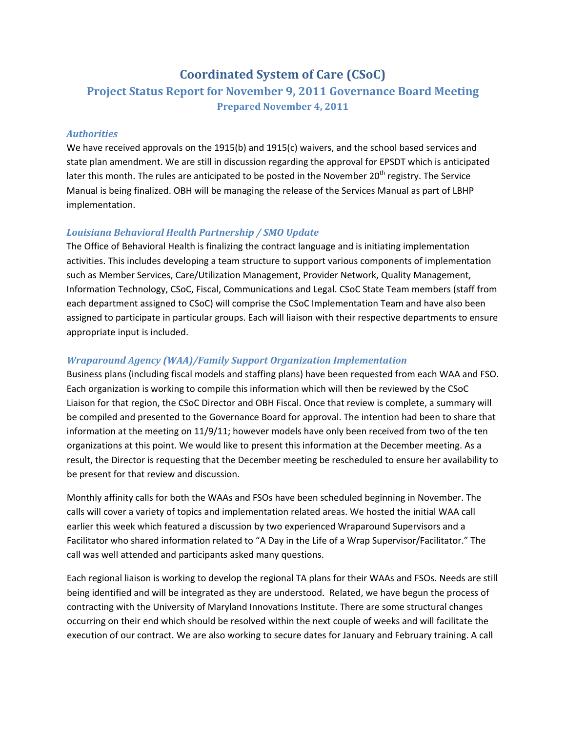# Coordinated System of Care (CSoC)

## Project Status Report for November 9, 2011 Governance Board Meeting

### Prepared November 4, 2011

### *Authorities*

We have received approvals on the 1915(b) and 1915(c) waivers, and the school based services and state plan amendment. We are still in discussion regarding the approval for EPSDT which is anticipated later this month. The rules are anticipated to be posted in the November 20th registry. The Service Manual is being finalized. OBH will be managing the release of the Services Manual as part of LBHP implementation.

### *Louisiana Behavioral Health Partnership / SMO Update*

The Office of Behavioral Health is finalizing the contract language and is initiating implementation activities. This includes developing a team structure to support various components of implementation such as Member Services, Care/Utilization Management, Provider Network, Quality Management, Information Technology, CSoC, Fiscal, Communications and Legal. CSoC State Team members (staff from each department assigned to CSoC) will comprise the CSoC Implementation Team and have also been assigned to participate in particular groups. Each will liaison with their respective departments to ensure appropriate input is included.

### *Wraparound Agency (WAA)/Family Support Organization Implementation*

Business plans (including fiscal models and staffing plans) have been requested from each WAA and FSO. Each organization is working to compile this information which will then be reviewed by the CSoC Liaison for that region, the CSoC Director and OBH Fiscal. Once that review is complete, a summary will be compiled and presented to the Governance Board for approval. The intention had been to share that information at the meeting on 11/9/11; however models have only been received from two of the ten organizations at this point. We would like to present this information at the December meeting. As a result, the Director is requesting that the December meeting be rescheduled to ensure her availability to be present for that review and discussion.

Monthly affinity calls for both the WAAs and FSOs have been scheduled beginning in November. The calls will cover a variety of topics and implementation related areas. We hosted the initial WAA call earlier this week which featured a discussion by two experienced Wraparound Supervisors and a Facilitator who shared information related to "A Day in the Life of a Wrap Supervisor/Facilitator." The call was well attended and participants asked many questions.

Each regional liaison is working to develop the regional TA plans for their WAAs and FSOs. Needs are still being identified and will be integrated as they are understood. Related, we have begun the process of contracting with the University of Maryland Innovations Institute. There are some structural changes occurring on their end which should be resolved within the next couple of weeks and will facilitate the execution of our contract. We are also working to secure dates for January and February training. A call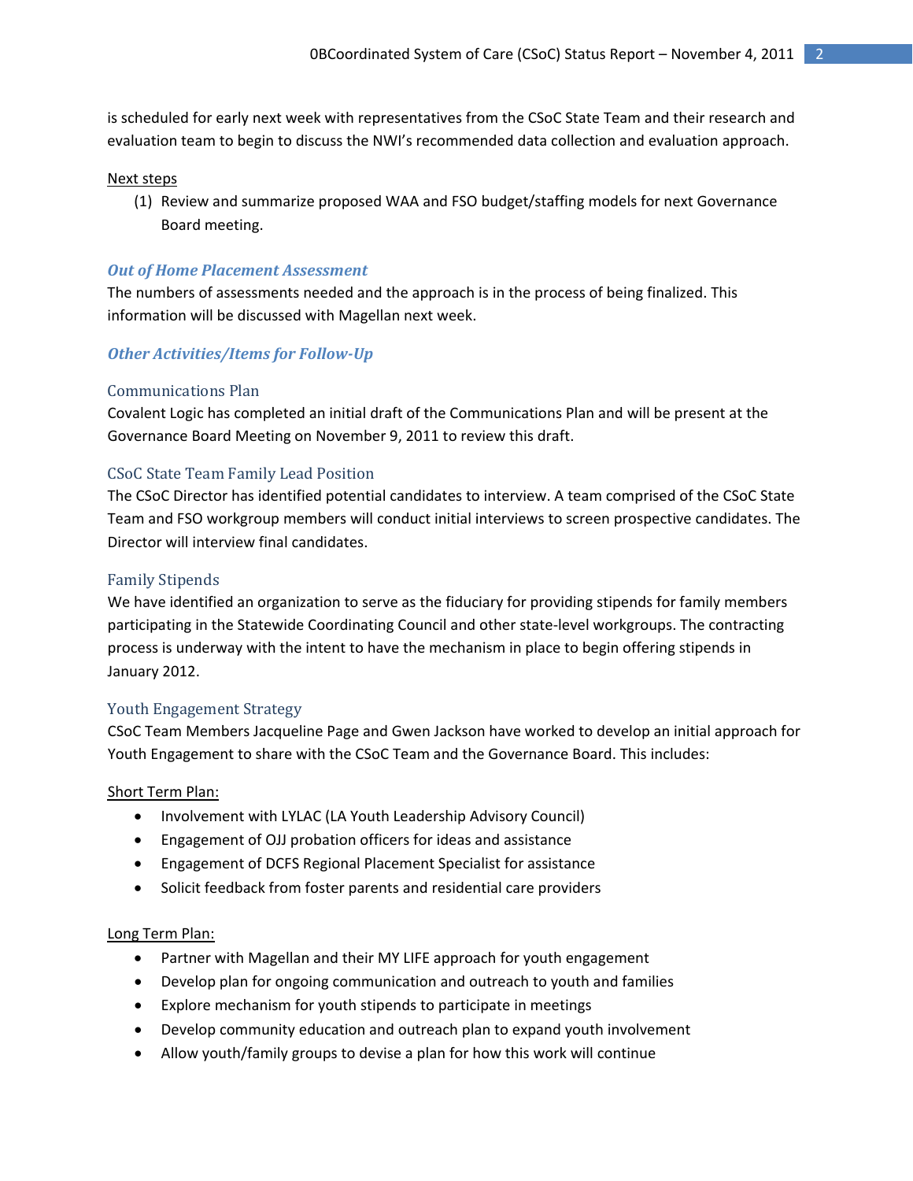is scheduled for early next week with representatives from the CSoC State Team and their research and evaluation team to begin to discuss the NWI's recommended data collection and evaluation approach.

Next steps

(1) Review and summarize proposed WAA and FSO budget/staffing models for next Governance Board meeting.

## *Out of Home Placement Assessment*

The numbers of assessments needed and the approach is in the process of being finalized. This information will be discussed with Magellan next week.

## *Other Activities/Items for Follow-Up*

### Communications Plan

Covalent Logic has completed an initial draft of the Communications Plan and will be present at the Governance Board Meeting on November 9, 2011 to review this draft.

### CSoC State Team Family Lead Position

The CSoC Director has identified potential candidates to interview. A team comprised of the CSoC State Team and FSO workgroup members will conduct initial interviews to screen prospective candidates. The Director will interview final candidates.

### Family Stipends

We have identified an organization to serve as the fiduciary for providing stipends for family members participating in the Statewide Coordinating Council and other state-level workgroups. The contracting process is underway with the intent to have the mechanism in place to begin offering stipends in January 2012.

### Youth Engagement Strategy

CSoC Team Members Jacqueline Page and Gwen Jackson have worked to develop an initial approach for Youth Engagement to share with the CSoC Team and the Governance Board. This includes:

Short Term Plan:

- Involvement with LYLAC (LA Youth Leadership Advisory Council)
- Engagement of OJJ probation officers for ideas and assistance
- Engagement of DCFS Regional Placement Specialist for assistance
- Solicit feedback from foster parents and residential care providers

Long Term Plan:

- Partner with Magellan and their MY LIFE approach for youth engagement
- Develop plan for ongoing communication and outreach to youth and families
- Explore mechanism for youth stipends to participate in meetings
- Develop community education and outreach plan to expand youth involvement
- Allow youth/family groups to devise a plan for how this work will continue